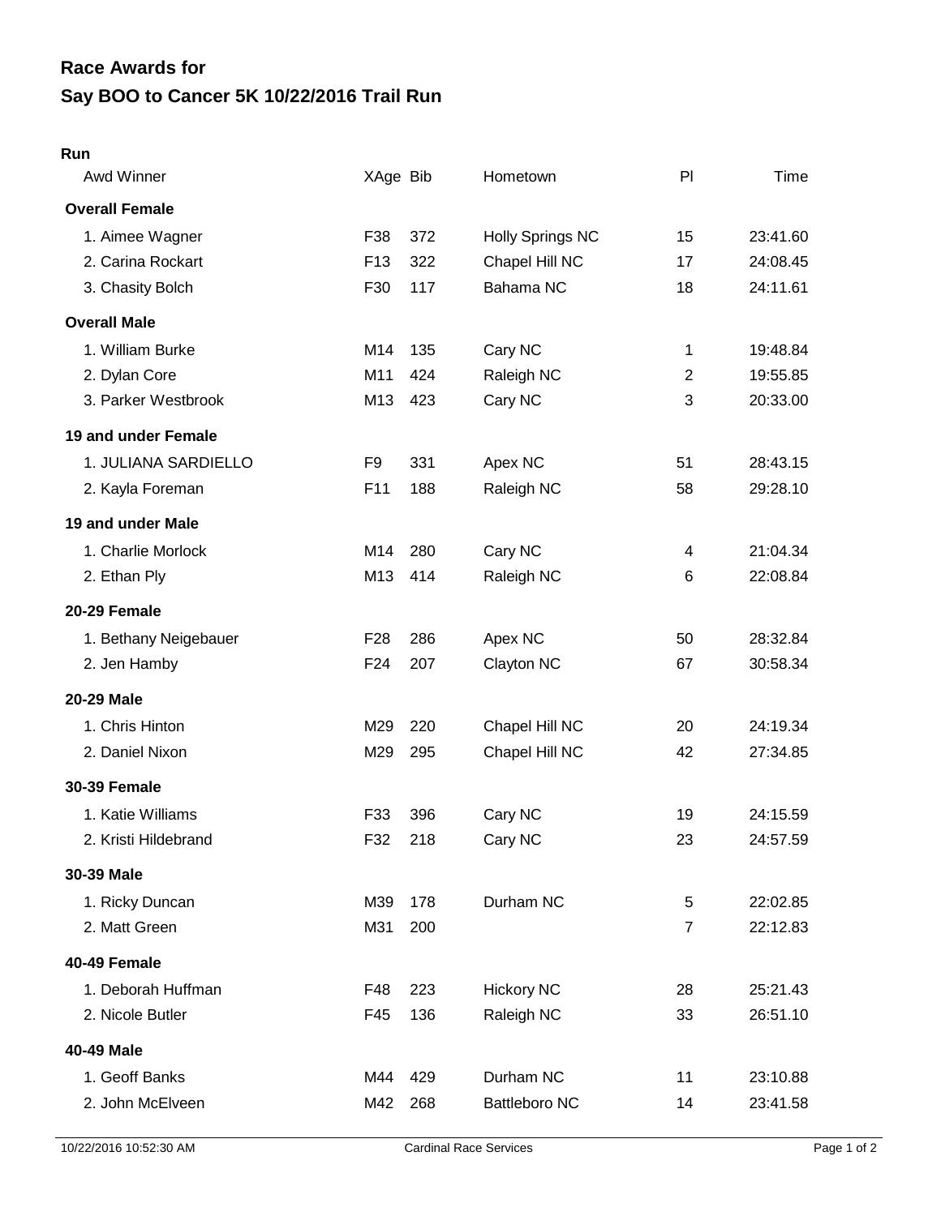# Race Awards for
# Say BOO to Cancer 5K 10/22/2016 Trail Run

**Run**

| Awd Winner | XAge | Bib | Hometown | Pl | Time |
|---|---|---|---|---|---|
| **Overall Female** | | | | | |
| 1. Aimee Wagner | F38 | 372 | Holly Springs NC | 15 | 23:41.60 |
| 2. Carina Rockart | F13 | 322 | Chapel Hill NC | 17 | 24:08.45 |
| 3. Chasity Bolch | F30 | 117 | Bahama NC | 18 | 24:11.61 |
| **Overall Male** | | | | | |
| 1. William Burke | M14 | 135 | Cary NC | 1 | 19:48.84 |
| 2. Dylan Core | M11 | 424 | Raleigh NC | 2 | 19:55.85 |
| 3. Parker Westbrook | M13 | 423 | Cary NC | 3 | 20:33.00 |
| **19 and under Female** | | | | | |
| 1. JULIANA SARDIELLO | F9 | 331 | Apex NC | 51 | 28:43.15 |
| 2. Kayla Foreman | F11 | 188 | Raleigh NC | 58 | 29:28.10 |
| **19 and under Male** | | | | | |
| 1. Charlie Morlock | M14 | 280 | Cary NC | 4 | 21:04.34 |
| 2. Ethan Ply | M13 | 414 | Raleigh NC | 6 | 22:08.84 |
| **20-29 Female** | | | | | |
| 1. Bethany Neigebauer | F28 | 286 | Apex NC | 50 | 28:32.84 |
| 2. Jen Hamby | F24 | 207 | Clayton NC | 67 | 30:58.34 |
| **20-29 Male** | | | | | |
| 1. Chris Hinton | M29 | 220 | Chapel Hill NC | 20 | 24:19.34 |
| 2. Daniel Nixon | M29 | 295 | Chapel Hill NC | 42 | 27:34.85 |
| **30-39 Female** | | | | | |
| 1. Katie Williams | F33 | 396 | Cary NC | 19 | 24:15.59 |
| 2. Kristi Hildebrand | F32 | 218 | Cary NC | 23 | 24:57.59 |
| **30-39 Male** | | | | | |
| 1. Ricky Duncan | M39 | 178 | Durham NC | 5 | 22:02.85 |
| 2. Matt Green | M31 | 200 | | 7 | 22:12.83 |
| **40-49 Female** | | | | | |
| 1. Deborah Huffman | F48 | 223 | Hickory NC | 28 | 25:21.43 |
| 2. Nicole Butler | F45 | 136 | Raleigh NC | 33 | 26:51.10 |
| **40-49 Male** | | | | | |
| 1. Geoff Banks | M44 | 429 | Durham NC | 11 | 23:10.88 |
| 2. John McElveen | M42 | 268 | Battleboro NC | 14 | 23:41.58 |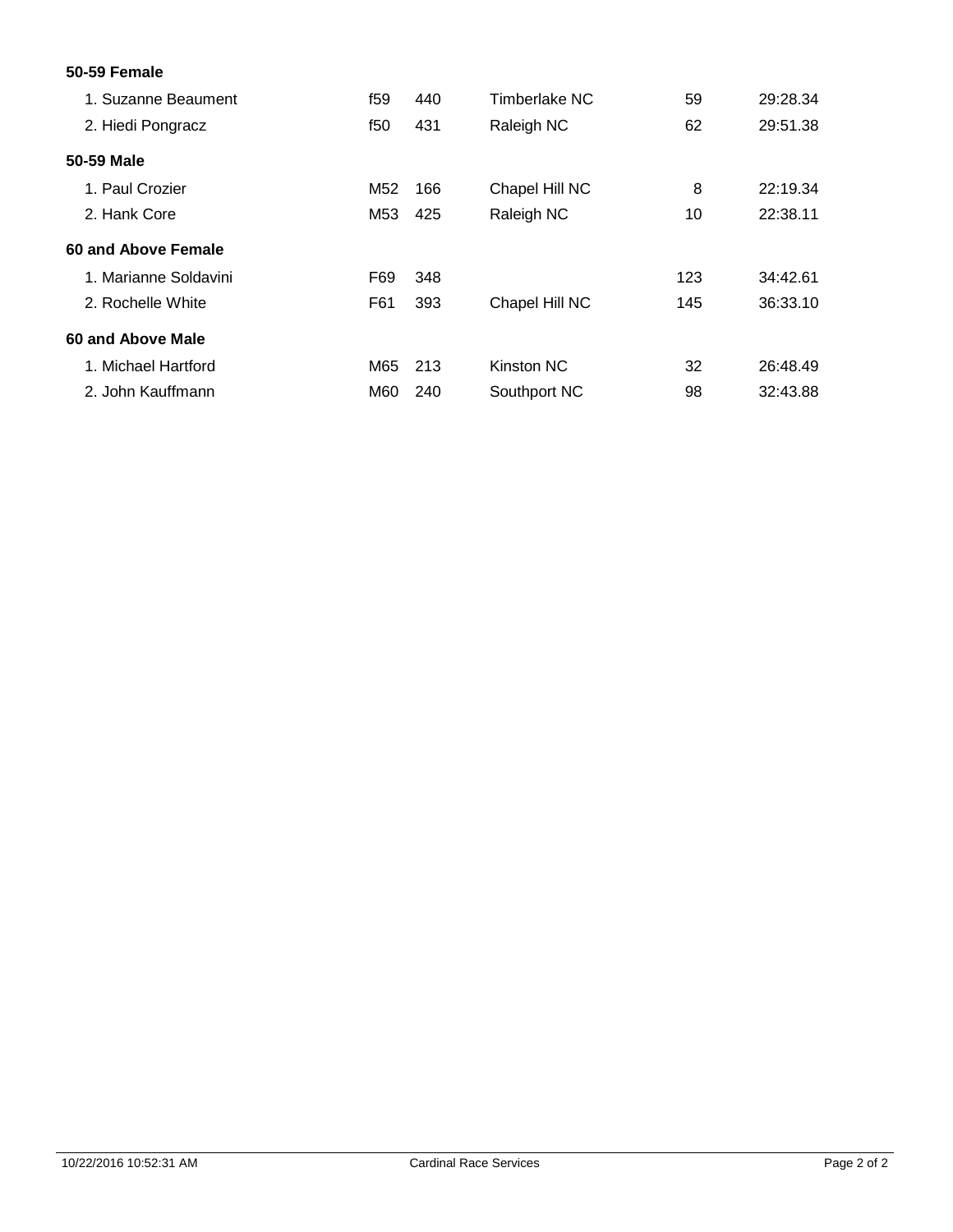**50-59 Female**

| | | | | | |
|---|---|---|---|---|---|
| 1. Suzanne Beaument | f59 | 440 | Timberlake NC | 59 | 29:28.34 |
| 2. Hiedi Pongracz | f50 | 431 | Raleigh NC | 62 | 29:51.38 |

**50-59 Male**

| | | | | | |
|---|---|---|---|---|---|
| 1. Paul Crozier | M52 | 166 | Chapel Hill NC | 8 | 22:19.34 |
| 2. Hank Core | M53 | 425 | Raleigh NC | 10 | 22:38.11 |

**60 and Above Female**

| | | | | | |
|---|---|---|---|---|---|
| 1. Marianne Soldavini | F69 | 348 | | 123 | 34:42.61 |
| 2. Rochelle White | F61 | 393 | Chapel Hill NC | 145 | 36:33.10 |

**60 and Above Male**

| | | | | | |
|---|---|---|---|---|---|
| 1. Michael Hartford | M65 | 213 | Kinston NC | 32 | 26:48.49 |
| 2. John Kauffmann | M60 | 240 | Southport NC | 98 | 32:43.88 |